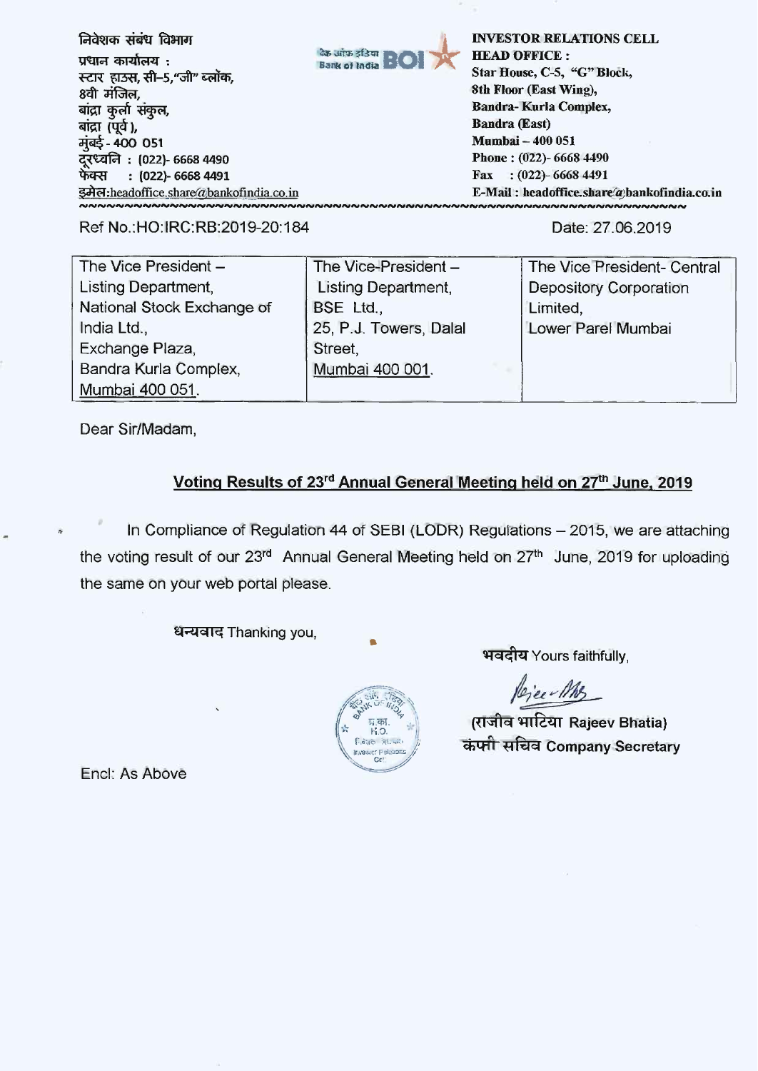निवेशक संबंध विभाग
प्रधान कार्यालय :
स्टार हाउस, सी–5,"जी" ब्लॉक,
8वी मंजिल,
बांद्रा कुर्ला संकुल,
बांद्रा (पूर्व),
मुंबई - 400 051
दूरध्वनि : (022)- 6668 4490
फेक्स : (022)- 6668 4491
इमेल:headoffice.share@bankofindia.co.in

बैंक ऑफ इंडिया Bank of India BOI

**INVESTOR RELATIONS CELL**
**HEAD OFFICE :**
**Star House, C-5, "G" Block,**
**8th Floor (East Wing),**
**Bandra- Kurla Complex,**
**Bandra (East)**
**Mumbai – 400 051**
**Phone : (022)- 6668 4490**
**Fax : (022)- 6668 4491**
**E-Mail : headoffice.share@bankofindia.co.in**

Ref No.:HO:IRC:RB:2019-20:184

Date: 27.06.2019

| | | |
|---|---|---|
| The Vice President – Listing Department, National Stock Exchange of India Ltd., Exchange Plaza, Bandra Kurla Complex, Mumbai 400 051. | The Vice-President – Listing Department, BSE Ltd., 25, P.J. Towers, Dalal Street, Mumbai 400 001. | The Vice President- Central Depository Corporation Limited, Lower Parel Mumbai |

Dear Sir/Madam,

## Voting Results of 23rd Annual General Meeting held on 27th June, 2019

In Compliance of Regulation 44 of SEBI (LODR) Regulations – 2015, we are attaching the voting result of our 23rd Annual General Meeting held on 27th June, 2019 for uploading the same on your web portal please.

धन्यवाद Thanking you,

भवदीय Yours faithfully,

(राजीव भाटिया Rajeev Bhatia)
कंपनी सचिव Company Secretary

Encl: As Above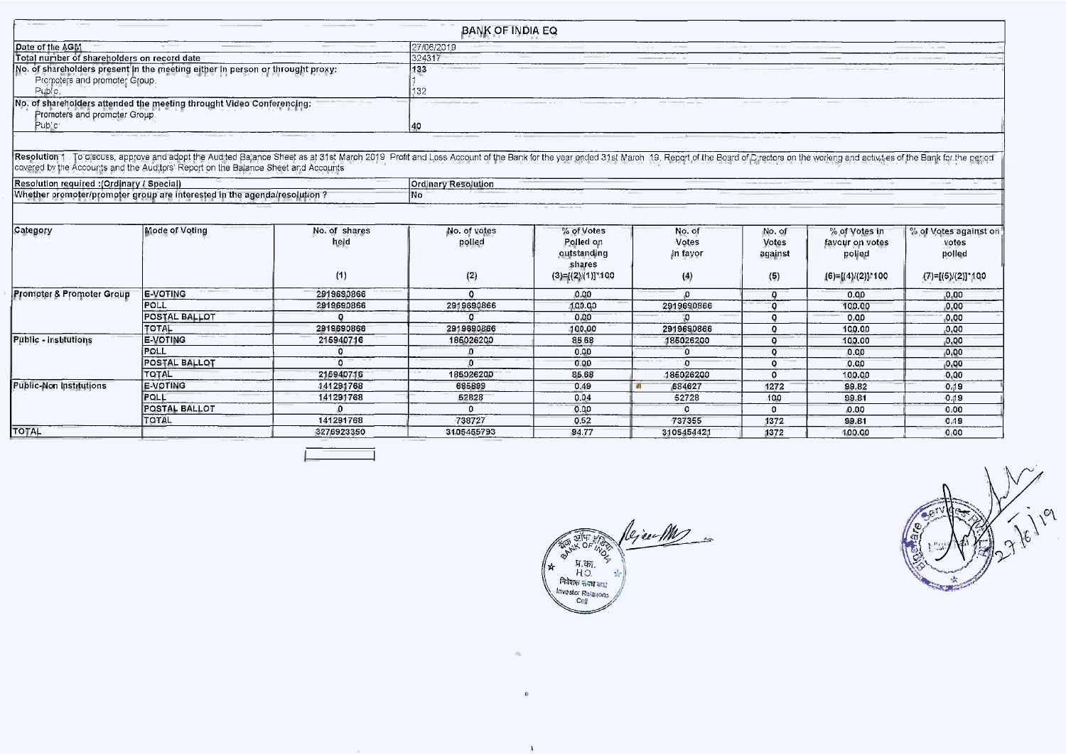# BANK OF INDIA EQ

| | |
|---|---|
| Date of the AGM | 27/06/2019 |
| Total number of shareholders on record date | 324317 |
| No. of shareholders present in the meeting either in person or throught proxy: | 133 |
| Promoters and promoter Group | 1 |
| Public | 132 |
| No. of shareholders attended the meeting throught Video Conferencing: | |
| Promoters and promoter Group | |
| Public | 40 |

Resolution 1 To discuss, approve and adopt the Audited Balance Sheet as at 31st March 2019 Profit and Loss Account of the Bank for the year ended 31st March 19, Report of the Board of Directors on the working and activities of the Bank for the period covered by the Accounts and the Auditors' Report on the Balance Sheet and Accounts

| | |
|---|---|
| Resolution required :(Ordinary / Special) | Ordinary Resolution |
| Whether promoter/promoter group are interested in the agenda/resolution ? | No |

| Category | Mode of Voting | No. of shares held (1) | No. of votes polled (2) | % of Votes Polled on outstanding shares (3)=[(2)/(1)]*100 | No. of Votes in favor (4) | No. of Votes against (5) | % of Votes in favour on votes polled (6)=[(4)/(2)]*100 | % of Votes against on votes polled (7)=[(5)/(2)]*100 |
|---|---|---|---|---|---|---|---|---|
| Promoter & Promoter Group | E-VOTING | 2919690866 | 0 | 0.00 | 0 | 0 | 0.00 | 0.00 |
| | POLL | 2919690866 | 2919690866 | 100.00 | 2919690866 | 0 | 100.00 | 0.00 |
| | POSTAL BALLOT | 0 | 0 | 0.00 | 0 | 0 | 0.00 | 0.00 |
| | TOTAL | 2919690866 | 2919690866 | 100.00 | 2919690866 | 0 | 100.00 | 0.00 |
| Public - Institutions | E-VOTING | 215940716 | 185026200 | 85.68 | 185026200 | 0 | 100.00 | 0.00 |
| | POLL | 0 | 0 | 0.00 | 0 | 0 | 0.00 | 0.00 |
| | POSTAL BALLOT | 0 | 0 | 0.00 | 0 | 0 | 0.00 | 0.00 |
| | TOTAL | 215940716 | 185026200 | 85.68 | 185026200 | 0 | 100.00 | 0.00 |
| Public-Non Institutions | E-VOTING | 141291768 | 685899 | 0.49 | 684627 | 1272 | 99.82 | 0.19 |
| | POLL | 141291768 | 52828 | 0.04 | 52728 | 100 | 99.81 | 0.19 |
| | POSTAL BALLOT | 0 | 0 | 0.00 | 0 | 0 | 0.00 | 0.00 |
| | TOTAL | 141291768 | 738727 | 0.52 | 737355 | 1372 | 99.81 | 0.19 |
| TOTAL | | 3276923350 | 3105455793 | 94.77 | 3105454421 | 1372 | 100.00 | 0.00 |

बैंक ऑफ इंडिया BANK OF INDIA प्र.का. H.O. निवेशक संबंध कक्ष Investor Relations Cell

27/6/19